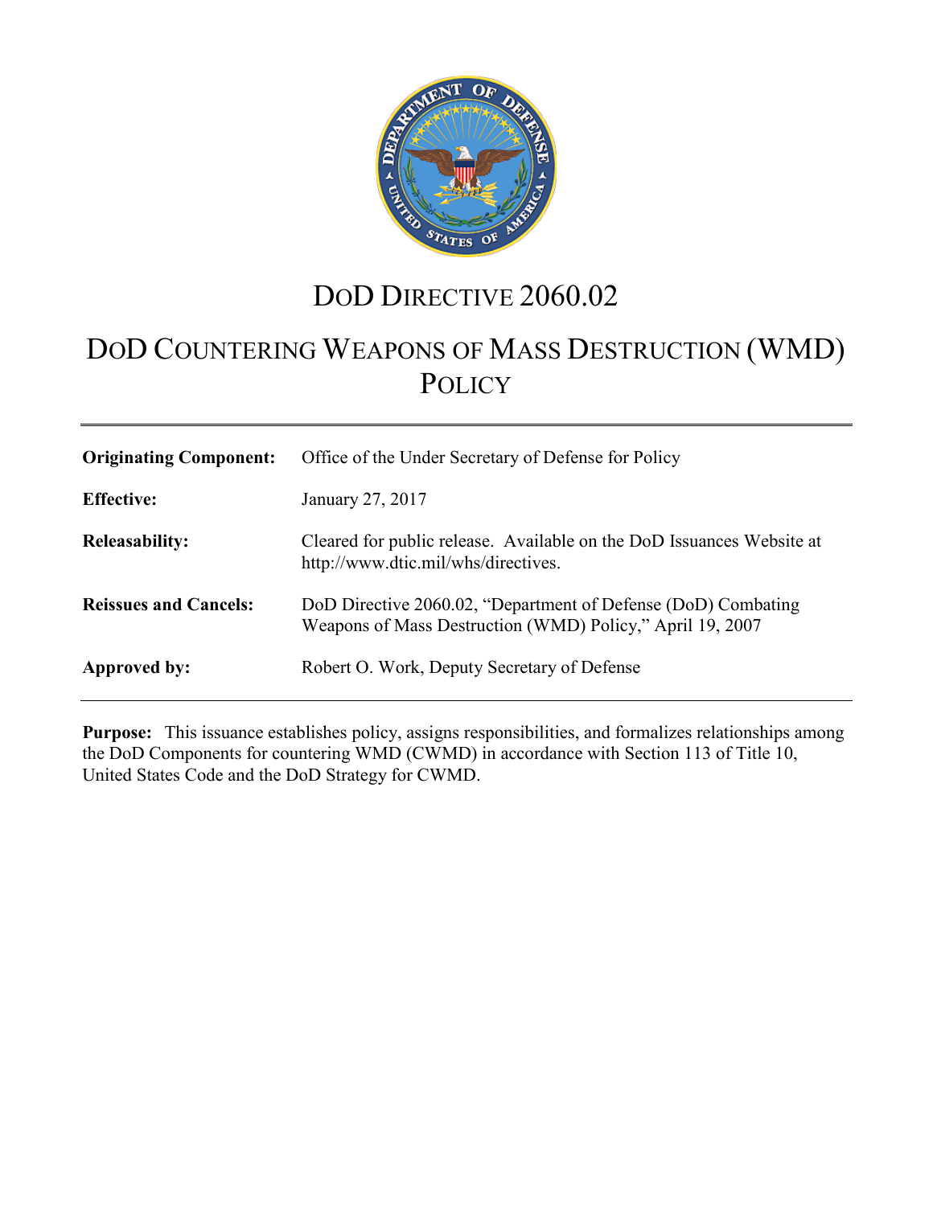# DoD Directive 2060.02

# DoD Countering Weapons of Mass Destruction (WMD) Policy

| | |
|---|---|
| **Originating Component:** | Office of the Under Secretary of Defense for Policy |
| **Effective:** | January 27, 2017 |
| **Releasability:** | Cleared for public release. Available on the DoD Issuances Website at http://www.dtic.mil/whs/directives. |
| **Reissues and Cancels:** | DoD Directive 2060.02, "Department of Defense (DoD) Combating Weapons of Mass Destruction (WMD) Policy," April 19, 2007 |
| **Approved by:** | Robert O. Work, Deputy Secretary of Defense |

**Purpose:** This issuance establishes policy, assigns responsibilities, and formalizes relationships among the DoD Components for countering WMD (CWMD) in accordance with Section 113 of Title 10, United States Code and the DoD Strategy for CWMD.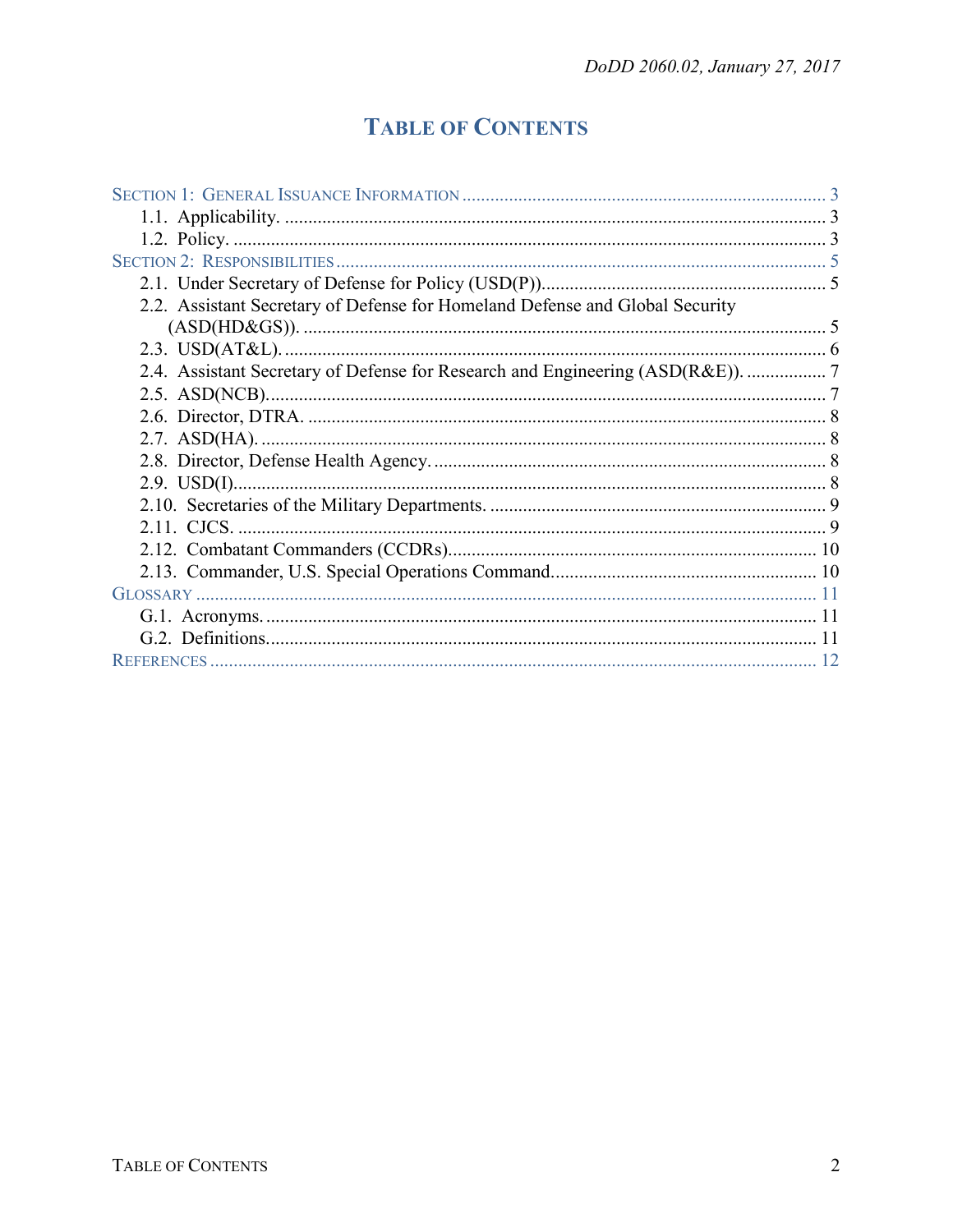# TABLE OF CONTENTS

SECTION 1: GENERAL ISSUANCE INFORMATION ............ 3
- 1.1. Applicability. ............ 3
- 1.2. Policy. ............ 3

SECTION 2: RESPONSIBILITIES ............ 5
- 2.1. Under Secretary of Defense for Policy (USD(P)). ............ 5
- 2.2. Assistant Secretary of Defense for Homeland Defense and Global Security (ASD(HD&GS)). ............ 5
- 2.3. USD(AT&L). ............ 6
- 2.4. Assistant Secretary of Defense for Research and Engineering (ASD(R&E)). ............ 7
- 2.5. ASD(NCB). ............ 7
- 2.6. Director, DTRA. ............ 8
- 2.7. ASD(HA). ............ 8
- 2.8. Director, Defense Health Agency. ............ 8
- 2.9. USD(I). ............ 8
- 2.10. Secretaries of the Military Departments. ............ 9
- 2.11. CJCS. ............ 9
- 2.12. Combatant Commanders (CCDRs). ............ 10
- 2.13. Commander, U.S. Special Operations Command. ............ 10

GLOSSARY ............ 11
- G.1. Acronyms. ............ 11
- G.2. Definitions. ............ 11

REFERENCES ............ 12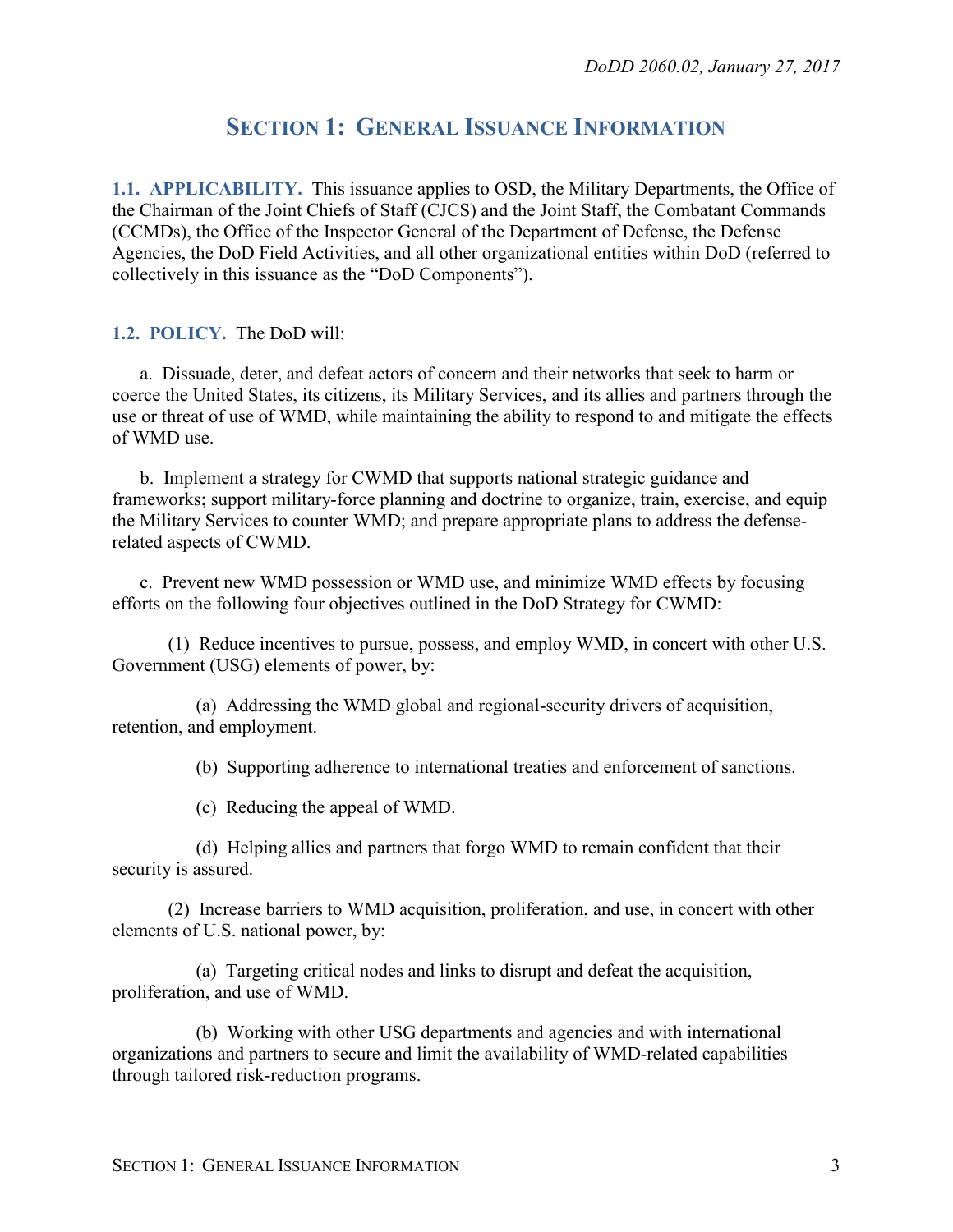## SECTION 1: GENERAL ISSUANCE INFORMATION

**1.1. APPLICABILITY.** This issuance applies to OSD, the Military Departments, the Office of the Chairman of the Joint Chiefs of Staff (CJCS) and the Joint Staff, the Combatant Commands (CCMDs), the Office of the Inspector General of the Department of Defense, the Defense Agencies, the DoD Field Activities, and all other organizational entities within DoD (referred to collectively in this issuance as the "DoD Components").

**1.2. POLICY.** The DoD will:

a. Dissuade, deter, and defeat actors of concern and their networks that seek to harm or coerce the United States, its citizens, its Military Services, and its allies and partners through the use or threat of use of WMD, while maintaining the ability to respond to and mitigate the effects of WMD use.

b. Implement a strategy for CWMD that supports national strategic guidance and frameworks; support military-force planning and doctrine to organize, train, exercise, and equip the Military Services to counter WMD; and prepare appropriate plans to address the defense-related aspects of CWMD.

c. Prevent new WMD possession or WMD use, and minimize WMD effects by focusing efforts on the following four objectives outlined in the DoD Strategy for CWMD:

(1) Reduce incentives to pursue, possess, and employ WMD, in concert with other U.S. Government (USG) elements of power, by:

(a) Addressing the WMD global and regional-security drivers of acquisition, retention, and employment.

(b) Supporting adherence to international treaties and enforcement of sanctions.

(c) Reducing the appeal of WMD.

(d) Helping allies and partners that forgo WMD to remain confident that their security is assured.

(2) Increase barriers to WMD acquisition, proliferation, and use, in concert with other elements of U.S. national power, by:

(a) Targeting critical nodes and links to disrupt and defeat the acquisition, proliferation, and use of WMD.

(b) Working with other USG departments and agencies and with international organizations and partners to secure and limit the availability of WMD-related capabilities through tailored risk-reduction programs.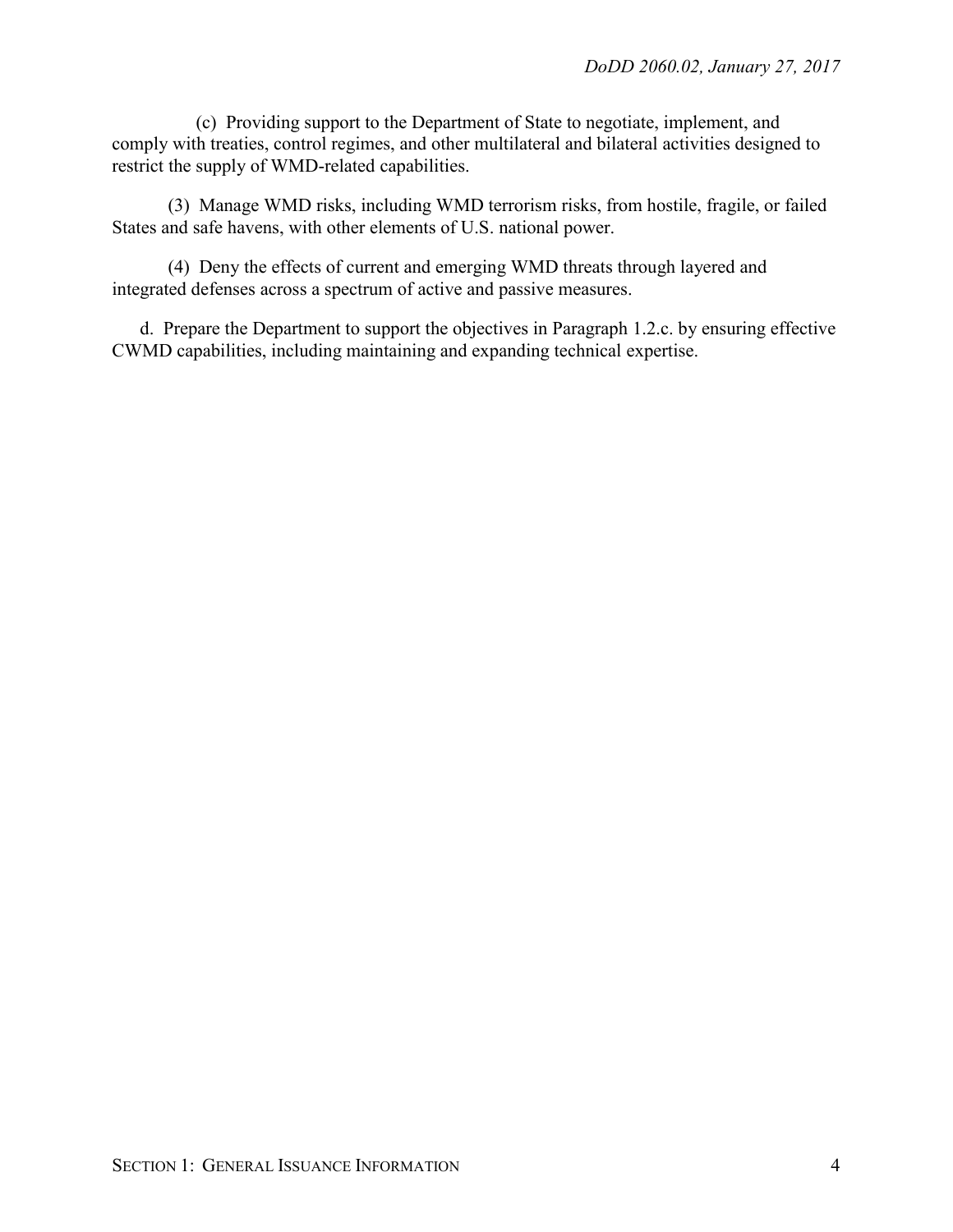(c) Providing support to the Department of State to negotiate, implement, and comply with treaties, control regimes, and other multilateral and bilateral activities designed to restrict the supply of WMD-related capabilities.

(3) Manage WMD risks, including WMD terrorism risks, from hostile, fragile, or failed States and safe havens, with other elements of U.S. national power.

(4) Deny the effects of current and emerging WMD threats through layered and integrated defenses across a spectrum of active and passive measures.

d. Prepare the Department to support the objectives in Paragraph 1.2.c. by ensuring effective CWMD capabilities, including maintaining and expanding technical expertise.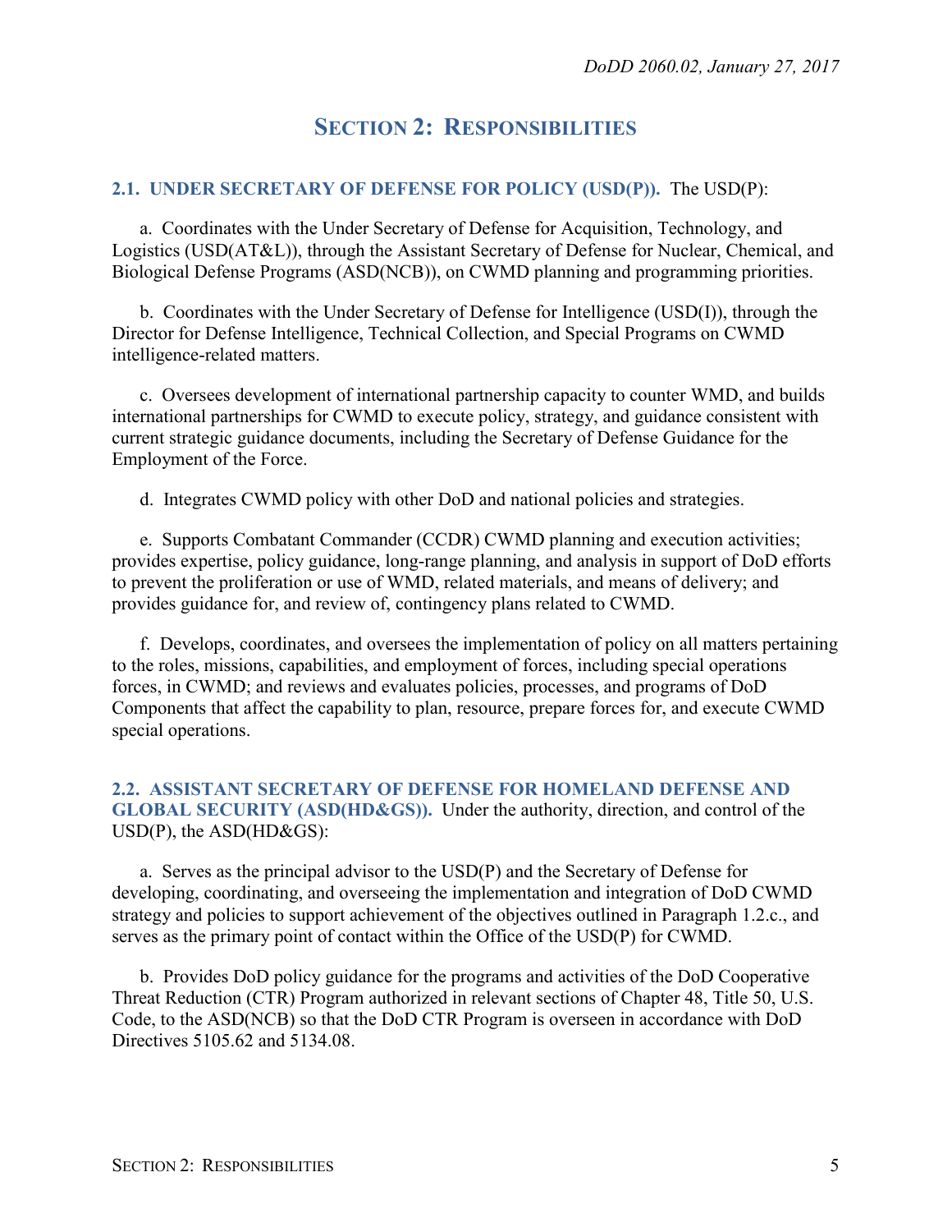# SECTION 2: RESPONSIBILITIES

## 2.1. UNDER SECRETARY OF DEFENSE FOR POLICY (USD(P)).

The USD(P):

a. Coordinates with the Under Secretary of Defense for Acquisition, Technology, and Logistics (USD(AT&L)), through the Assistant Secretary of Defense for Nuclear, Chemical, and Biological Defense Programs (ASD(NCB)), on CWMD planning and programming priorities.

b. Coordinates with the Under Secretary of Defense for Intelligence (USD(I)), through the Director for Defense Intelligence, Technical Collection, and Special Programs on CWMD intelligence-related matters.

c. Oversees development of international partnership capacity to counter WMD, and builds international partnerships for CWMD to execute policy, strategy, and guidance consistent with current strategic guidance documents, including the Secretary of Defense Guidance for the Employment of the Force.

d. Integrates CWMD policy with other DoD and national policies and strategies.

e. Supports Combatant Commander (CCDR) CWMD planning and execution activities; provides expertise, policy guidance, long-range planning, and analysis in support of DoD efforts to prevent the proliferation or use of WMD, related materials, and means of delivery; and provides guidance for, and review of, contingency plans related to CWMD.

f. Develops, coordinates, and oversees the implementation of policy on all matters pertaining to the roles, missions, capabilities, and employment of forces, including special operations forces, in CWMD; and reviews and evaluates policies, processes, and programs of DoD Components that affect the capability to plan, resource, prepare forces for, and execute CWMD special operations.

## 2.2. ASSISTANT SECRETARY OF DEFENSE FOR HOMELAND DEFENSE AND GLOBAL SECURITY (ASD(HD&GS)).

Under the authority, direction, and control of the USD(P), the ASD(HD&GS):

a. Serves as the principal advisor to the USD(P) and the Secretary of Defense for developing, coordinating, and overseeing the implementation and integration of DoD CWMD strategy and policies to support achievement of the objectives outlined in Paragraph 1.2.c., and serves as the primary point of contact within the Office of the USD(P) for CWMD.

b. Provides DoD policy guidance for the programs and activities of the DoD Cooperative Threat Reduction (CTR) Program authorized in relevant sections of Chapter 48, Title 50, U.S. Code, to the ASD(NCB) so that the DoD CTR Program is overseen in accordance with DoD Directives 5105.62 and 5134.08.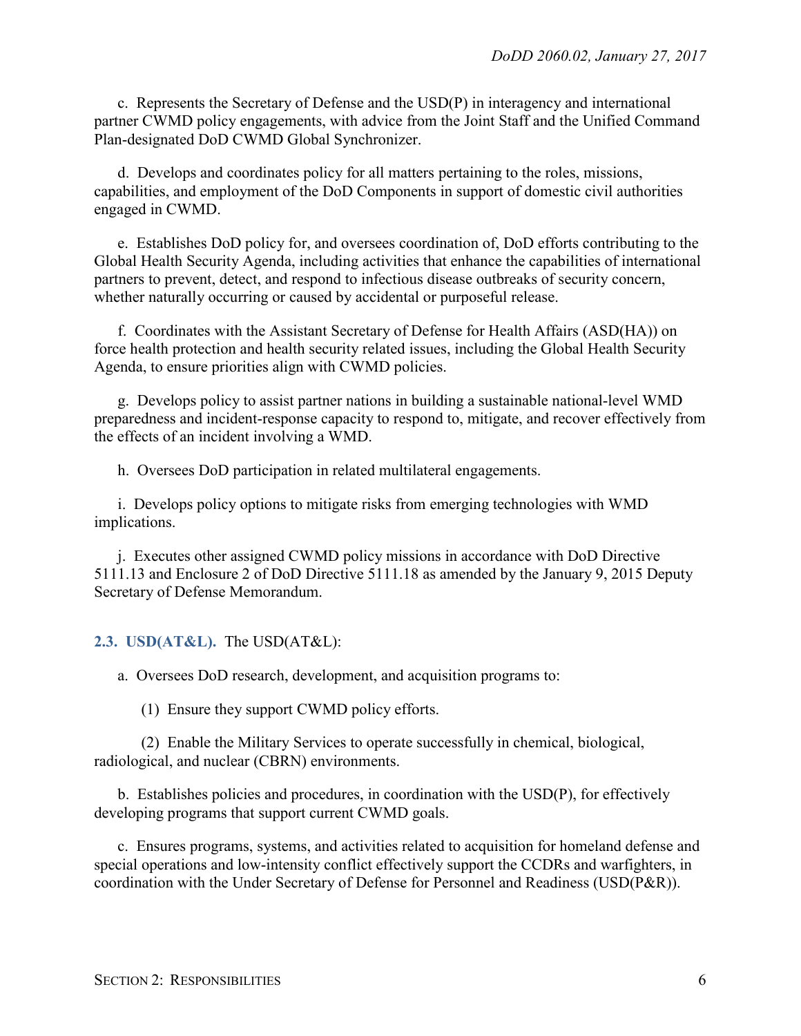c. Represents the Secretary of Defense and the USD(P) in interagency and international partner CWMD policy engagements, with advice from the Joint Staff and the Unified Command Plan-designated DoD CWMD Global Synchronizer.

d. Develops and coordinates policy for all matters pertaining to the roles, missions, capabilities, and employment of the DoD Components in support of domestic civil authorities engaged in CWMD.

e. Establishes DoD policy for, and oversees coordination of, DoD efforts contributing to the Global Health Security Agenda, including activities that enhance the capabilities of international partners to prevent, detect, and respond to infectious disease outbreaks of security concern, whether naturally occurring or caused by accidental or purposeful release.

f. Coordinates with the Assistant Secretary of Defense for Health Affairs (ASD(HA)) on force health protection and health security related issues, including the Global Health Security Agenda, to ensure priorities align with CWMD policies.

g. Develops policy to assist partner nations in building a sustainable national-level WMD preparedness and incident-response capacity to respond to, mitigate, and recover effectively from the effects of an incident involving a WMD.

h. Oversees DoD participation in related multilateral engagements.

i. Develops policy options to mitigate risks from emerging technologies with WMD implications.

j. Executes other assigned CWMD policy missions in accordance with DoD Directive 5111.13 and Enclosure 2 of DoD Directive 5111.18 as amended by the January 9, 2015 Deputy Secretary of Defense Memorandum.

**2.3. USD(AT&L).** The USD(AT&L):

a. Oversees DoD research, development, and acquisition programs to:

(1) Ensure they support CWMD policy efforts.

(2) Enable the Military Services to operate successfully in chemical, biological, radiological, and nuclear (CBRN) environments.

b. Establishes policies and procedures, in coordination with the USD(P), for effectively developing programs that support current CWMD goals.

c. Ensures programs, systems, and activities related to acquisition for homeland defense and special operations and low-intensity conflict effectively support the CCDRs and warfighters, in coordination with the Under Secretary of Defense for Personnel and Readiness (USD(P&R)).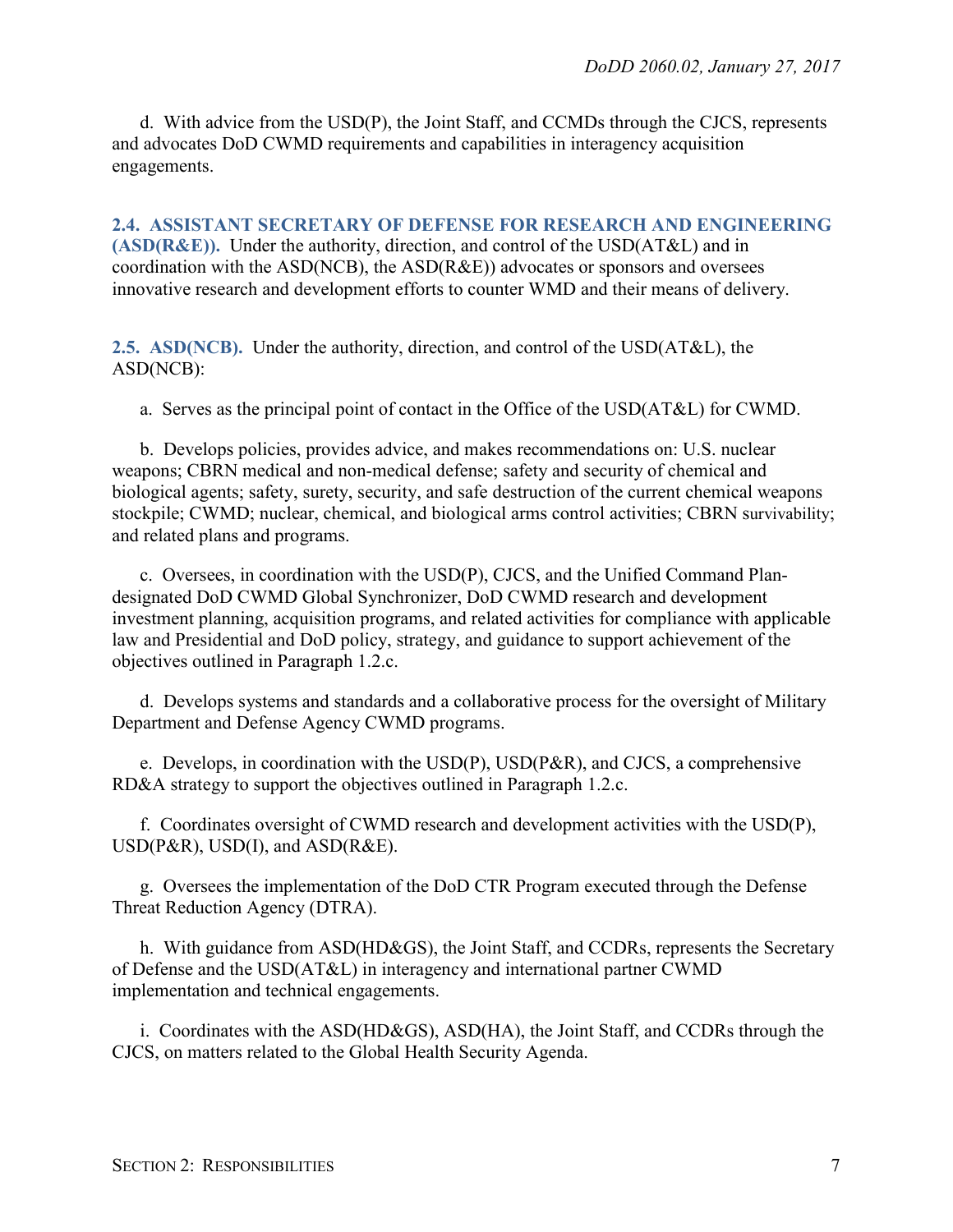d. With advice from the USD(P), the Joint Staff, and CCMDs through the CJCS, represents and advocates DoD CWMD requirements and capabilities in interagency acquisition engagements.

**2.4. ASSISTANT SECRETARY OF DEFENSE FOR RESEARCH AND ENGINEERING (ASD(R&E)).** Under the authority, direction, and control of the USD(AT&L) and in coordination with the ASD(NCB), the ASD(R&E)) advocates or sponsors and oversees innovative research and development efforts to counter WMD and their means of delivery.

**2.5. ASD(NCB).** Under the authority, direction, and control of the USD(AT&L), the ASD(NCB):

a. Serves as the principal point of contact in the Office of the USD(AT&L) for CWMD.

b. Develops policies, provides advice, and makes recommendations on: U.S. nuclear weapons; CBRN medical and non-medical defense; safety and security of chemical and biological agents; safety, surety, security, and safe destruction of the current chemical weapons stockpile; CWMD; nuclear, chemical, and biological arms control activities; CBRN survivability; and related plans and programs.

c. Oversees, in coordination with the USD(P), CJCS, and the Unified Command Plan-designated DoD CWMD Global Synchronizer, DoD CWMD research and development investment planning, acquisition programs, and related activities for compliance with applicable law and Presidential and DoD policy, strategy, and guidance to support achievement of the objectives outlined in Paragraph 1.2.c.

d. Develops systems and standards and a collaborative process for the oversight of Military Department and Defense Agency CWMD programs.

e. Develops, in coordination with the USD(P), USD(P&R), and CJCS, a comprehensive RD&A strategy to support the objectives outlined in Paragraph 1.2.c.

f. Coordinates oversight of CWMD research and development activities with the USD(P), USD(P&R), USD(I), and ASD(R&E).

g. Oversees the implementation of the DoD CTR Program executed through the Defense Threat Reduction Agency (DTRA).

h. With guidance from ASD(HD&GS), the Joint Staff, and CCDRs, represents the Secretary of Defense and the USD(AT&L) in interagency and international partner CWMD implementation and technical engagements.

i. Coordinates with the ASD(HD&GS), ASD(HA), the Joint Staff, and CCDRs through the CJCS, on matters related to the Global Health Security Agenda.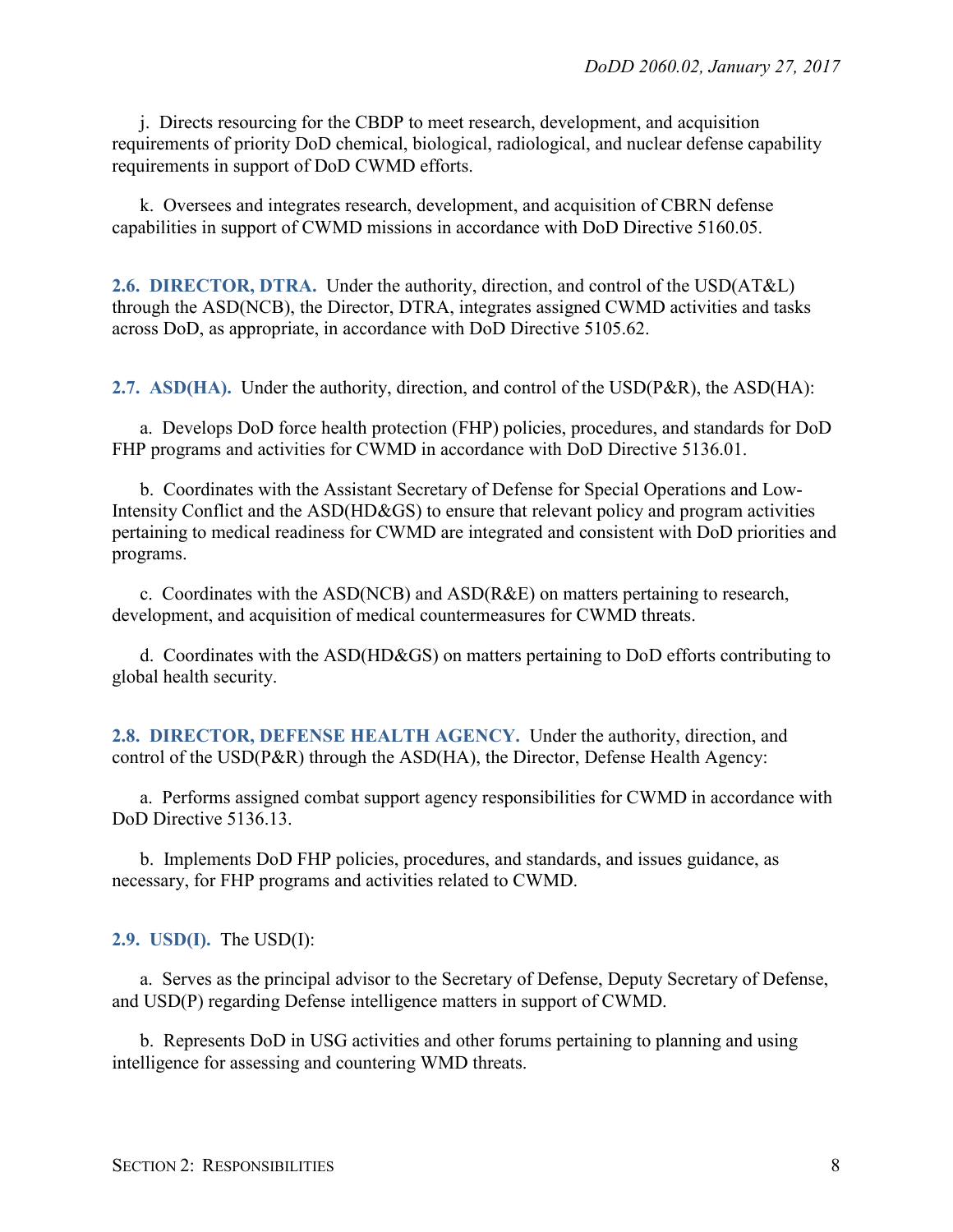j. Directs resourcing for the CBDP to meet research, development, and acquisition requirements of priority DoD chemical, biological, radiological, and nuclear defense capability requirements in support of DoD CWMD efforts.

k. Oversees and integrates research, development, and acquisition of CBRN defense capabilities in support of CWMD missions in accordance with DoD Directive 5160.05.

**2.6. DIRECTOR, DTRA.** Under the authority, direction, and control of the USD(AT&L) through the ASD(NCB), the Director, DTRA, integrates assigned CWMD activities and tasks across DoD, as appropriate, in accordance with DoD Directive 5105.62.

**2.7. ASD(HA).** Under the authority, direction, and control of the USD(P&R), the ASD(HA):

a. Develops DoD force health protection (FHP) policies, procedures, and standards for DoD FHP programs and activities for CWMD in accordance with DoD Directive 5136.01.

b. Coordinates with the Assistant Secretary of Defense for Special Operations and Low-Intensity Conflict and the ASD(HD&GS) to ensure that relevant policy and program activities pertaining to medical readiness for CWMD are integrated and consistent with DoD priorities and programs.

c. Coordinates with the ASD(NCB) and ASD(R&E) on matters pertaining to research, development, and acquisition of medical countermeasures for CWMD threats.

d. Coordinates with the ASD(HD&GS) on matters pertaining to DoD efforts contributing to global health security.

**2.8. DIRECTOR, DEFENSE HEALTH AGENCY.** Under the authority, direction, and control of the USD(P&R) through the ASD(HA), the Director, Defense Health Agency:

a. Performs assigned combat support agency responsibilities for CWMD in accordance with DoD Directive 5136.13.

b. Implements DoD FHP policies, procedures, and standards, and issues guidance, as necessary, for FHP programs and activities related to CWMD.

**2.9. USD(I).** The USD(I):

a. Serves as the principal advisor to the Secretary of Defense, Deputy Secretary of Defense, and USD(P) regarding Defense intelligence matters in support of CWMD.

b. Represents DoD in USG activities and other forums pertaining to planning and using intelligence for assessing and countering WMD threats.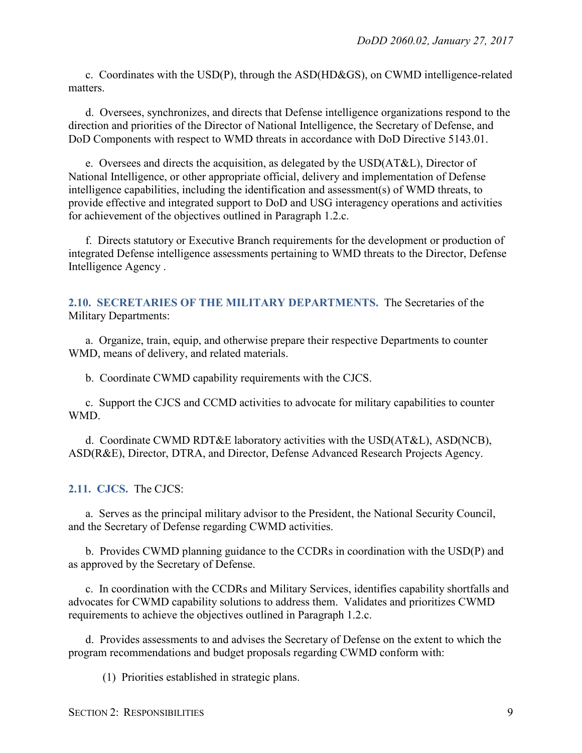c. Coordinates with the USD(P), through the ASD(HD&GS), on CWMD intelligence-related matters.

d. Oversees, synchronizes, and directs that Defense intelligence organizations respond to the direction and priorities of the Director of National Intelligence, the Secretary of Defense, and DoD Components with respect to WMD threats in accordance with DoD Directive 5143.01.

e. Oversees and directs the acquisition, as delegated by the USD(AT&L), Director of National Intelligence, or other appropriate official, delivery and implementation of Defense intelligence capabilities, including the identification and assessment(s) of WMD threats, to provide effective and integrated support to DoD and USG interagency operations and activities for achievement of the objectives outlined in Paragraph 1.2.c.

f. Directs statutory or Executive Branch requirements for the development or production of integrated Defense intelligence assessments pertaining to WMD threats to the Director, Defense Intelligence Agency .

**2.10. SECRETARIES OF THE MILITARY DEPARTMENTS.** The Secretaries of the Military Departments:

a. Organize, train, equip, and otherwise prepare their respective Departments to counter WMD, means of delivery, and related materials.

b. Coordinate CWMD capability requirements with the CJCS.

c. Support the CJCS and CCMD activities to advocate for military capabilities to counter WMD.

d. Coordinate CWMD RDT&E laboratory activities with the USD(AT&L), ASD(NCB), ASD(R&E), Director, DTRA, and Director, Defense Advanced Research Projects Agency.

**2.11. CJCS.** The CJCS:

a. Serves as the principal military advisor to the President, the National Security Council, and the Secretary of Defense regarding CWMD activities.

b. Provides CWMD planning guidance to the CCDRs in coordination with the USD(P) and as approved by the Secretary of Defense.

c. In coordination with the CCDRs and Military Services, identifies capability shortfalls and advocates for CWMD capability solutions to address them. Validates and prioritizes CWMD requirements to achieve the objectives outlined in Paragraph 1.2.c.

d. Provides assessments to and advises the Secretary of Defense on the extent to which the program recommendations and budget proposals regarding CWMD conform with:

(1) Priorities established in strategic plans.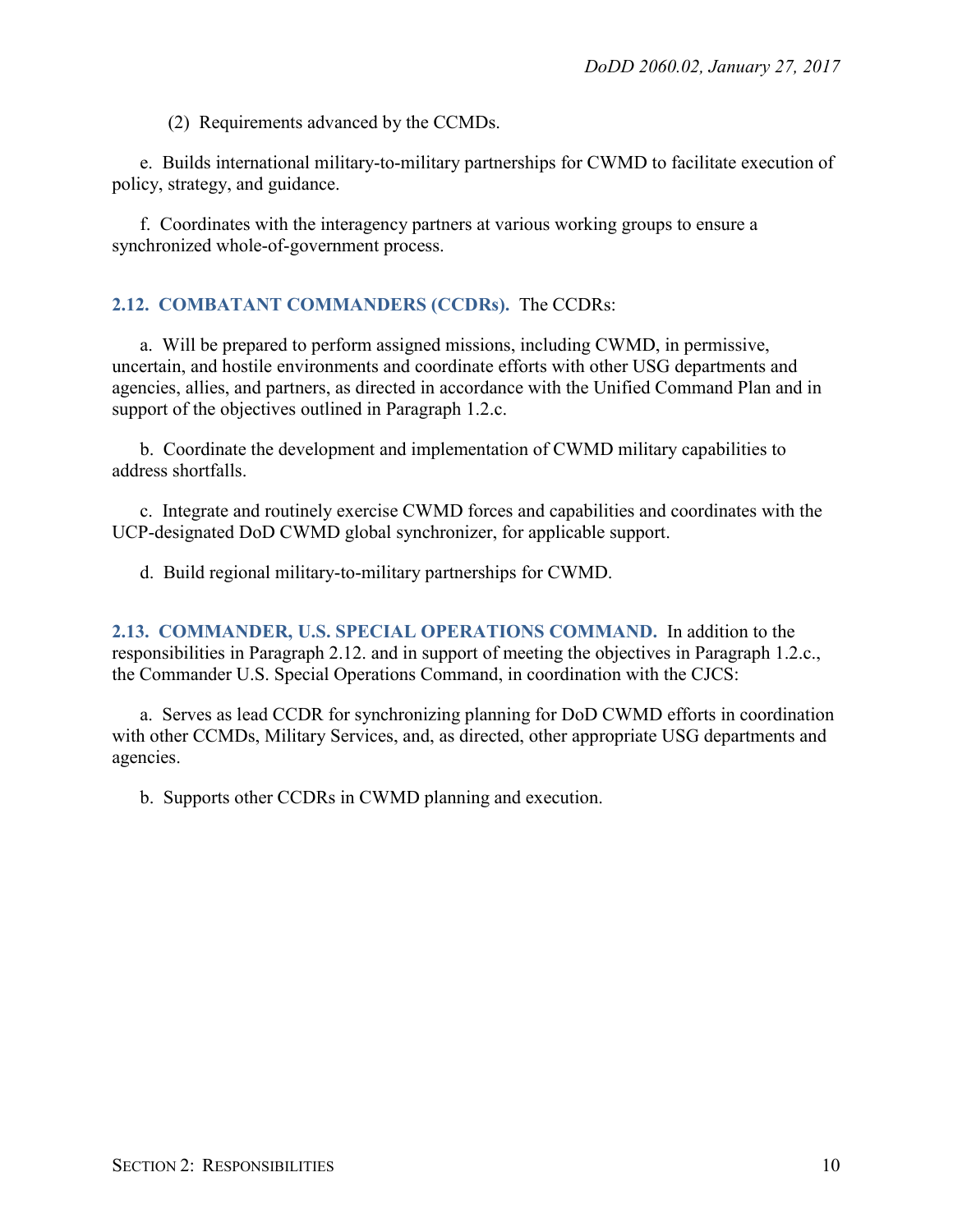(2) Requirements advanced by the CCMDs.

e. Builds international military-to-military partnerships for CWMD to facilitate execution of policy, strategy, and guidance.

f. Coordinates with the interagency partners at various working groups to ensure a synchronized whole-of-government process.

## 2.12. COMBATANT COMMANDERS (CCDRs).

The CCDRs:

a. Will be prepared to perform assigned missions, including CWMD, in permissive, uncertain, and hostile environments and coordinate efforts with other USG departments and agencies, allies, and partners, as directed in accordance with the Unified Command Plan and in support of the objectives outlined in Paragraph 1.2.c.

b. Coordinate the development and implementation of CWMD military capabilities to address shortfalls.

c. Integrate and routinely exercise CWMD forces and capabilities and coordinates with the UCP-designated DoD CWMD global synchronizer, for applicable support.

d. Build regional military-to-military partnerships for CWMD.

## 2.13. COMMANDER, U.S. SPECIAL OPERATIONS COMMAND.

In addition to the responsibilities in Paragraph 2.12. and in support of meeting the objectives in Paragraph 1.2.c., the Commander U.S. Special Operations Command, in coordination with the CJCS:

a. Serves as lead CCDR for synchronizing planning for DoD CWMD efforts in coordination with other CCMDs, Military Services, and, as directed, other appropriate USG departments and agencies.

b. Supports other CCDRs in CWMD planning and execution.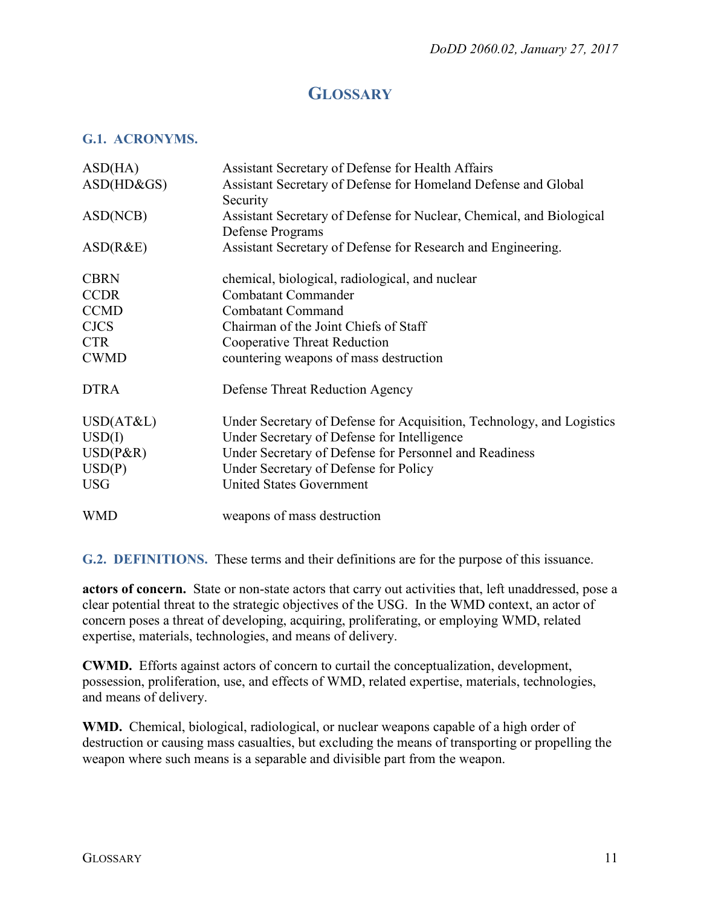# GLOSSARY

## G.1. ACRONYMS.

| | |
|---|---|
| ASD(HA) | Assistant Secretary of Defense for Health Affairs |
| ASD(HD&GS) | Assistant Secretary of Defense for Homeland Defense and Global Security |
| ASD(NCB) | Assistant Secretary of Defense for Nuclear, Chemical, and Biological Defense Programs |
| ASD(R&E) | Assistant Secretary of Defense for Research and Engineering. |
| CBRN | chemical, biological, radiological, and nuclear |
| CCDR | Combatant Commander |
| CCMD | Combatant Command |
| CJCS | Chairman of the Joint Chiefs of Staff |
| CTR | Cooperative Threat Reduction |
| CWMD | countering weapons of mass destruction |
| DTRA | Defense Threat Reduction Agency |
| USD(AT&L) | Under Secretary of Defense for Acquisition, Technology, and Logistics |
| USD(I) | Under Secretary of Defense for Intelligence |
| USD(P&R) | Under Secretary of Defense for Personnel and Readiness |
| USD(P) | Under Secretary of Defense for Policy |
| USG | United States Government |
| WMD | weapons of mass destruction |

## G.2. DEFINITIONS.

These terms and their definitions are for the purpose of this issuance.

**actors of concern.** State or non-state actors that carry out activities that, left unaddressed, pose a clear potential threat to the strategic objectives of the USG. In the WMD context, an actor of concern poses a threat of developing, acquiring, proliferating, or employing WMD, related expertise, materials, technologies, and means of delivery.

**CWMD.** Efforts against actors of concern to curtail the conceptualization, development, possession, proliferation, use, and effects of WMD, related expertise, materials, technologies, and means of delivery.

**WMD.** Chemical, biological, radiological, or nuclear weapons capable of a high order of destruction or causing mass casualties, but excluding the means of transporting or propelling the weapon where such means is a separable and divisible part from the weapon.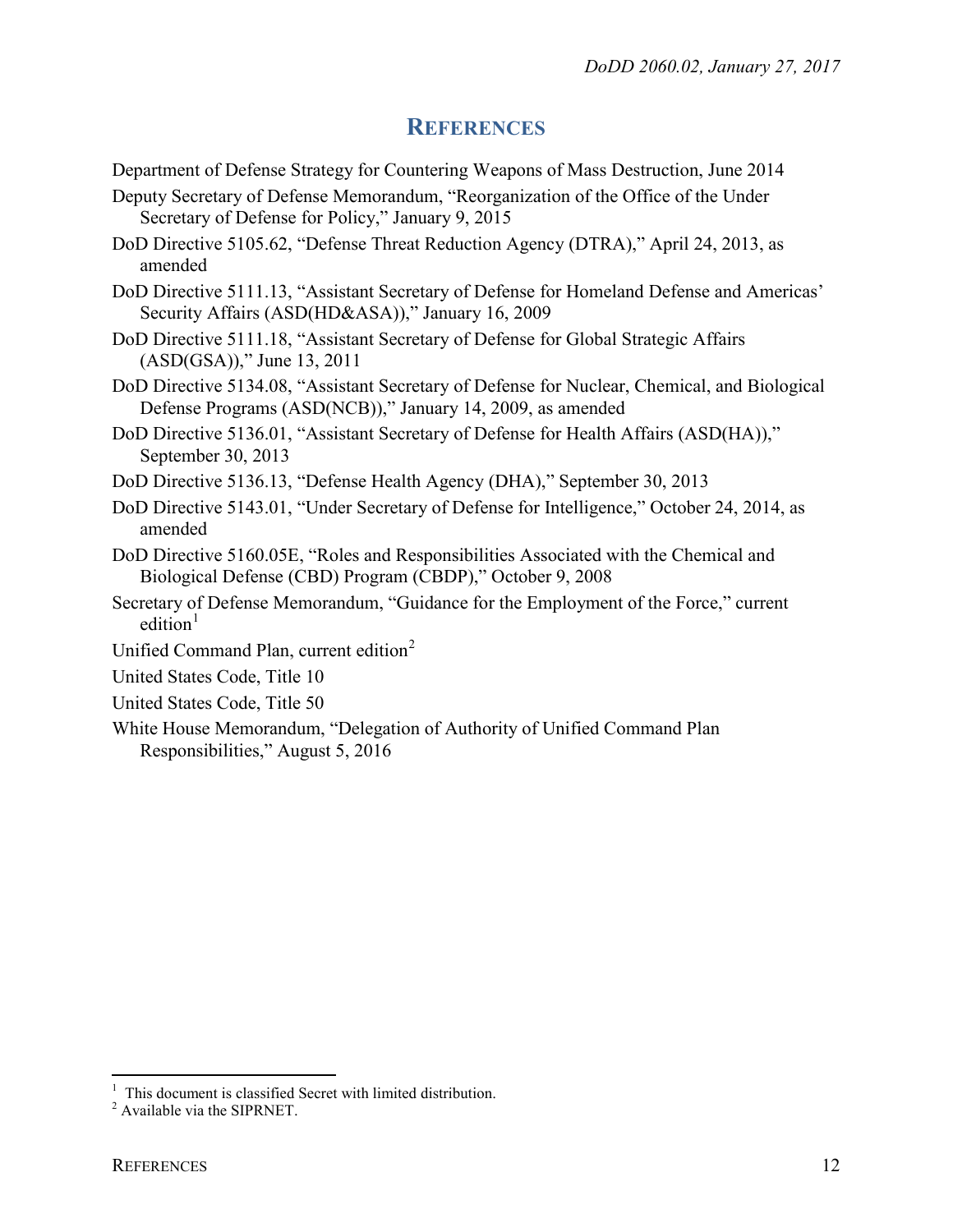# REFERENCES

Department of Defense Strategy for Countering Weapons of Mass Destruction, June 2014

Deputy Secretary of Defense Memorandum, "Reorganization of the Office of the Under Secretary of Defense for Policy," January 9, 2015

DoD Directive 5105.62, "Defense Threat Reduction Agency (DTRA)," April 24, 2013, as amended

DoD Directive 5111.13, "Assistant Secretary of Defense for Homeland Defense and Americas' Security Affairs (ASD(HD&ASA))," January 16, 2009

DoD Directive 5111.18, "Assistant Secretary of Defense for Global Strategic Affairs (ASD(GSA))," June 13, 2011

DoD Directive 5134.08, "Assistant Secretary of Defense for Nuclear, Chemical, and Biological Defense Programs (ASD(NCB))," January 14, 2009, as amended

DoD Directive 5136.01, "Assistant Secretary of Defense for Health Affairs (ASD(HA))," September 30, 2013

DoD Directive 5136.13, "Defense Health Agency (DHA)," September 30, 2013

DoD Directive 5143.01, "Under Secretary of Defense for Intelligence," October 24, 2014, as amended

DoD Directive 5160.05E, "Roles and Responsibilities Associated with the Chemical and Biological Defense (CBD) Program (CBDP)," October 9, 2008

Secretary of Defense Memorandum, "Guidance for the Employment of the Force," current edition[1]

Unified Command Plan, current edition[2]

United States Code, Title 10

United States Code, Title 50

White House Memorandum, "Delegation of Authority of Unified Command Plan Responsibilities," August 5, 2016

---

[1] This document is classified Secret with limited distribution.

[2] Available via the SIPRNET.